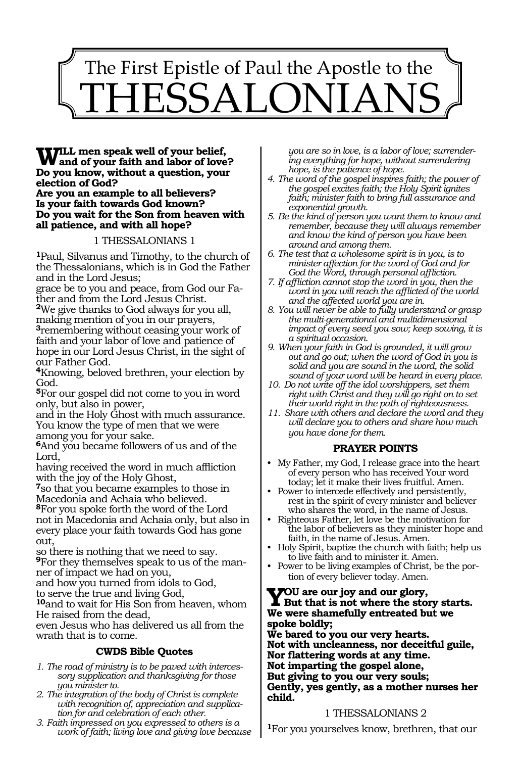# The First Epistle of Paul the Apostle to the THESSALONIANS

**WILL men speak well of your belief, and of your faith and labor of love?**
**Do you know, without a question, your election of God?**
**Are you an example to all believers?**
**Is your faith towards God known?**
**Do you wait for the Son from heaven with all patience, and with all hope?**

## 1 THESSALONIANS 1

1 Paul, Silvanus and Timothy, to the church of the Thessalonians, which is in God the Father and in the Lord Jesus;
grace be to you and peace, from God our Father and from the Lord Jesus Christ.
2 We give thanks to God always for you all, making mention of you in our prayers,
3 remembering without ceasing your work of faith and your labor of love and patience of hope in our Lord Jesus Christ, in the sight of our Father God.
4 Knowing, beloved brethren, your election by God.
5 For our gospel did not come to you in word only, but also in power,
and in the Holy Ghost with much assurance.
You know the type of men that we were among you for your sake.
6 And you became followers of us and of the Lord,
having received the word in much affliction with the joy of the Holy Ghost,
7 so that you became examples to those in Macedonia and Achaia who believed.
8 For you spoke forth the word of the Lord not in Macedonia and Achaia only, but also in every place your faith towards God has gone out,
so there is nothing that we need to say.
9 For they themselves speak to us of the manner of impact we had on you,
and how you turned from idols to God,
to serve the true and living God,
10 and to wait for His Son from heaven, whom He raised from the dead,
even Jesus who has delivered us all from the wrath that is to come.

### CWDS Bible Quotes

1. *The road of ministry is to be paved with intercessory supplication and thanksgiving for those you minister to.*
2. *The integration of the body of Christ is complete with recognition of, appreciation and supplication for and celebration of each other.*
3. *Faith impressed on you expressed to others is a work of faith; living love and giving love because you are so in love, is a labor of love; surrendering everything for hope, without surrendering hope, is the patience of hope.*
4. *The word of the gospel inspires faith; the power of the gospel excites faith; the Holy Spirit ignites faith; minister faith to bring full assurance and exponential growth.*
5. *Be the kind of person you want them to know and remember, because they will always remember and know the kind of person you have been around and among them.*
6. *The test that a wholesome spirit is in you, is to minister affection for the word of God and for God the Word, through personal affliction.*
7. *If affliction cannot stop the word in you, then the word in you will reach the afflicted of the world and the affected world you are in.*
8. *You will never be able to fully understand or grasp the multi-generational and multidimensional impact of every seed you sow; keep sowing, it is a spiritual occasion.*
9. *When your faith in God is grounded, it will grow out and go out; when the word of God in you is solid and you are sound in the word, the solid sound of your word will be heard in every place.*
10. *Do not write off the idol worshippers, set them right with Christ and they will go right on to set their world right in the path of righteousness.*
11. *Share with others and declare the word and they will declare you to others and share how much you have done for them.*

### PRAYER POINTS

- My Father, my God, I release grace into the heart of every person who has received Your word today; let it make their lives fruitful. Amen.
- Power to intercede effectively and persistently, rest in the spirit of every minister and believer who shares the word, in the name of Jesus.
- Righteous Father, let love be the motivation for the labor of believers as they minister hope and faith, in the name of Jesus. Amen.
- Holy Spirit, baptize the church with faith; help us to live faith and to minister it. Amen.
- Power to be living examples of Christ, be the portion of every believer today. Amen.

**YOU are our joy and our glory,**
**But that is not where the story starts.**
**We were shamefully entreated but we spoke boldly;**
**We bared to you our very hearts.**
**Not with uncleanness, nor deceitful guile,**
**Nor flattering words at any time.**
**Not imparting the gospel alone,**
**But giving to you our very souls;**
**Gently, yes gently, as a mother nurses her child.**

## 1 THESSALONIANS 2

1 For you yourselves know, brethren, that our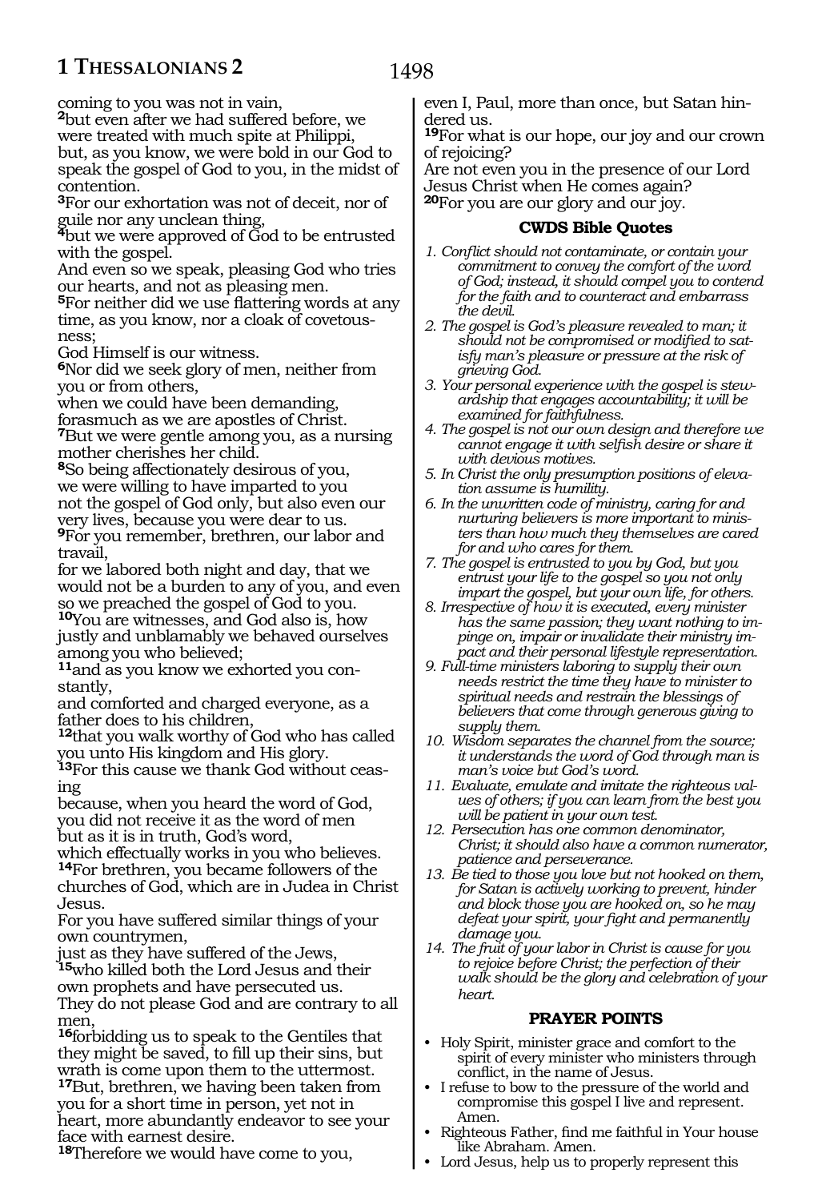coming to you was not in vain,

**2**but even after we had suffered before, we were treated with much spite at Philippi, but, as you know, we were bold in our God to speak the gospel of God to you, in the midst of contention.

**3**For our exhortation was not of deceit, nor of guile nor any unclean thing,

**4**but we were approved of God to be entrusted with the gospel.

And even so we speak, pleasing God who tries our hearts, and not as pleasing men.

**5**For neither did we use flattering words at any time, as you know, nor a cloak of covetousness;

God Himself is our witness.

**6**Nor did we seek glory of men, neither from you or from others,

when we could have been demanding, forasmuch as we are apostles of Christ.

**7**But we were gentle among you, as a nursing mother cherishes her child.

**8**So being affectionately desirous of you, we were willing to have imparted to you not the gospel of God only, but also even our very lives, because you were dear to us.

**9**For you remember, brethren, our labor and travail,

for we labored both night and day, that we would not be a burden to any of you, and even so we preached the gospel of God to you.

**10**You are witnesses, and God also is, how justly and unblamably we behaved ourselves among you who believed;

**11**and as you know we exhorted you constantly,

and comforted and charged everyone, as a father does to his children,

**12**that you walk worthy of God who has called you unto His kingdom and His glory.

**13**For this cause we thank God without ceasing

because, when you heard the word of God, you did not receive it as the word of men but as it is in truth, God's word,

which effectually works in you who believes.

**14**For brethren, you became followers of the churches of God, which are in Judea in Christ Jesus.

For you have suffered similar things of your own countrymen,

just as they have suffered of the Jews,

**15**who killed both the Lord Jesus and their own prophets and have persecuted us.

They do not please God and are contrary to all men,

**16**forbidding us to speak to the Gentiles that they might be saved, to fill up their sins, but wrath is come upon them to the uttermost.

**17**But, brethren, we having been taken from you for a short time in person, yet not in heart, more abundantly endeavor to see your face with earnest desire.

**18**Therefore we would have come to you, even I, Paul, more than once, but Satan hindered us.

**19**For what is our hope, our joy and our crown of rejoicing?

Are not even you in the presence of our Lord Jesus Christ when He comes again?

**20**For you are our glory and our joy.

### CWDS Bible Quotes

1. *Conflict should not contaminate, or contain your commitment to convey the comfort of the word of God; instead, it should compel you to contend for the faith and to counteract and embarrass the devil.*
2. *The gospel is God's pleasure revealed to man; it should not be compromised or modified to satisfy man's pleasure or pressure at the risk of grieving God.*
3. *Your personal experience with the gospel is stewardship that engages accountability; it will be examined for faithfulness.*
4. *The gospel is not our own design and therefore we cannot engage it with selfish desire or share it with devious motives.*
5. *In Christ the only presumption positions of elevation assume is humility.*
6. *In the unwritten code of ministry, caring for and nurturing believers is more important to ministers than how much they themselves are cared for and who cares for them.*
7. *The gospel is entrusted to you by God, but you entrust your life to the gospel so you not only impart the gospel, but your own life, for others.*
8. *Irrespective of how it is executed, every minister has the same passion; they want nothing to impinge on, impair or invalidate their ministry impact and their personal lifestyle representation.*
9. *Full-time ministers laboring to supply their own needs restrict the time they have to minister to spiritual needs and restrain the blessings of believers that come through generous giving to supply them.*
10. *Wisdom separates the channel from the source; it understands the word of God through man is man's voice but God's word.*
11. *Evaluate, emulate and imitate the righteous values of others; if you can learn from the best you will be patient in your own test.*
12. *Persecution has one common denominator, Christ; it should also have a common numerator, patience and perseverance.*
13. *Be tied to those you love but not hooked on them, for Satan is actively working to prevent, hinder and block those you are hooked on, so he may defeat your spirit, your fight and permanently damage you.*
14. *The fruit of your labor in Christ is cause for you to rejoice before Christ; the perfection of their walk should be the glory and celebration of your heart.*

### PRAYER POINTS

- Holy Spirit, minister grace and comfort to the spirit of every minister who ministers through conflict, in the name of Jesus.
- I refuse to bow to the pressure of the world and compromise this gospel I live and represent. Amen.
- Righteous Father, find me faithful in Your house like Abraham. Amen.
- Lord Jesus, help us to properly represent this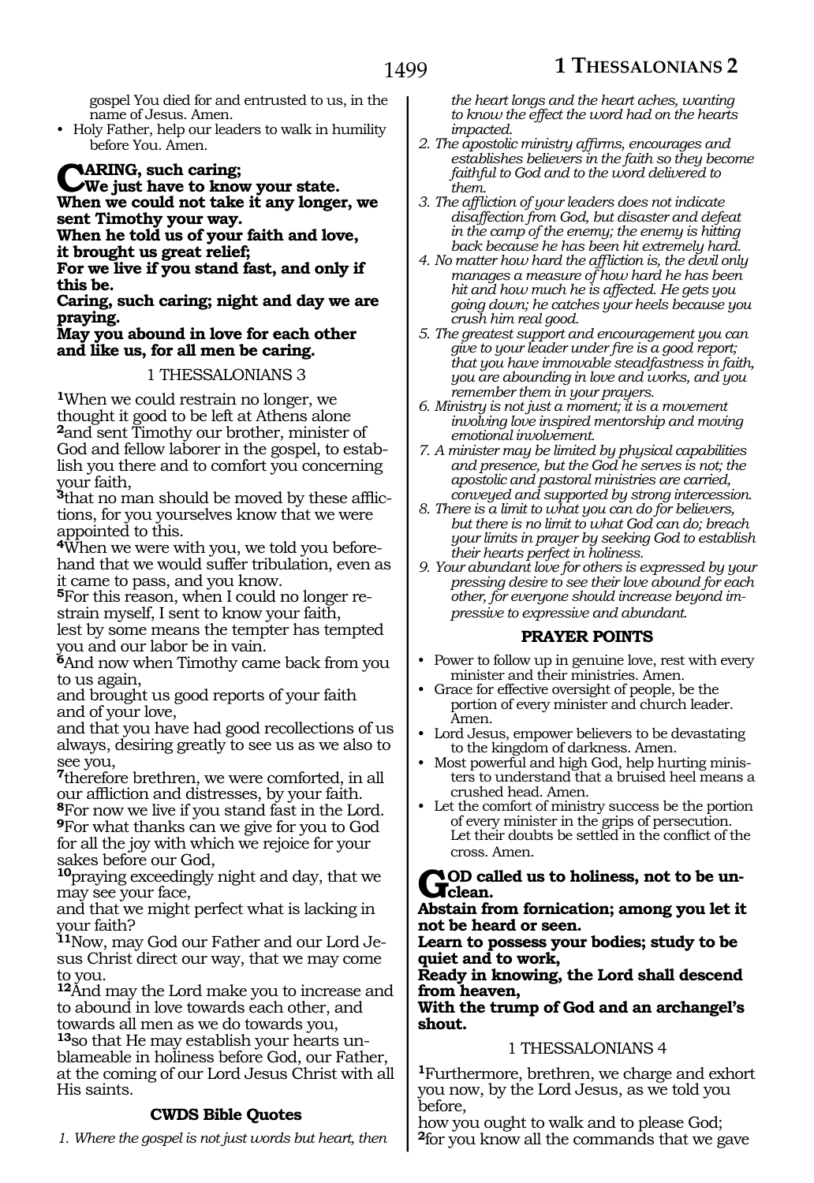gospel You died for and entrusted to us, in the name of Jesus. Amen.
- Holy Father, help our leaders to walk in humility before You. Amen.

**CARING, such caring;**
**We just have to know your state.**
**When we could not take it any longer, we sent Timothy your way.**
**When he told us of your faith and love, it brought us great relief;**
**For we live if you stand fast, and only if this be.**
**Caring, such caring; night and day we are praying.**
**May you abound in love for each other and like us, for all men be caring.**

1 THESSALONIANS 3

**1**When we could restrain no longer, we thought it good to be left at Athens alone **2**and sent Timothy our brother, minister of God and fellow laborer in the gospel, to establish you there and to comfort you concerning your faith,
**3**that no man should be moved by these afflictions, for you yourselves know that we were appointed to this.
**4**When we were with you, we told you beforehand that we would suffer tribulation, even as it came to pass, and you know.
**5**For this reason, when I could no longer restrain myself, I sent to know your faith,
lest by some means the tempter has tempted you and our labor be in vain.
**6**And now when Timothy came back from you to us again,
and brought us good reports of your faith and of your love,
and that you have had good recollections of us always, desiring greatly to see us as we also to see you,
**7**therefore brethren, we were comforted, in all our affliction and distresses, by your faith.
**8**For now we live if you stand fast in the Lord.
**9**For what thanks can we give for you to God for all the joy with which we rejoice for your sakes before our God,
**10**praying exceedingly night and day, that we may see your face,
and that we might perfect what is lacking in your faith?
**11**Now, may God our Father and our Lord Jesus Christ direct our way, that we may come to you.
**12**And may the Lord make you to increase and to abound in love towards each other, and towards all men as we do towards you,
**13**so that He may establish your hearts unblameable in holiness before God, our Father, at the coming of our Lord Jesus Christ with all His saints.

**CWDS Bible Quotes**

1. *Where the gospel is not just words but heart, then the heart longs and the heart aches, wanting to know the effect the word had on the hearts impacted.*
2. *The apostolic ministry affirms, encourages and establishes believers in the faith so they become faithful to God and to the word delivered to them.*
3. *The affliction of your leaders does not indicate disaffection from God, but disaster and defeat in the camp of the enemy; the enemy is hitting back because he has been hit extremely hard.*
4. *No matter how hard the affliction is, the devil only manages a measure of how hard he has been hit and how much he is affected. He gets you going down; he catches your heels because you crush him real good.*
5. *The greatest support and encouragement you can give to your leader under fire is a good report; that you have immovable steadfastness in faith, you are abounding in love and works, and you remember them in your prayers.*
6. *Ministry is not just a moment; it is a movement involving love inspired mentorship and moving emotional involvement.*
7. *A minister may be limited by physical capabilities and presence, but the God he serves is not; the apostolic and pastoral ministries are carried, conveyed and supported by strong intercession.*
8. *There is a limit to what you can do for believers, but there is no limit to what God can do; breach your limits in prayer by seeking God to establish their hearts perfect in holiness.*
9. *Your abundant love for others is expressed by your pressing desire to see their love abound for each other, for everyone should increase beyond impressive to expressive and abundant.*

**PRAYER POINTS**

- Power to follow up in genuine love, rest with every minister and their ministries. Amen.
- Grace for effective oversight of people, be the portion of every minister and church leader. Amen.
- Lord Jesus, empower believers to be devastating to the kingdom of darkness. Amen.
- Most powerful and high God, help hurting ministers to understand that a bruised heel means a crushed head. Amen.
- Let the comfort of ministry success be the portion of every minister in the grips of persecution. Let their doubts be settled in the conflict of the cross. Amen.

**GOD called us to holiness, not to be unclean.**
**Abstain from fornication; among you let it not be heard or seen.**
**Learn to possess your bodies; study to be quiet and to work,**
**Ready in knowing, the Lord shall descend from heaven,**
**With the trump of God and an archangel's shout.**

1 THESSALONIANS 4

**1**Furthermore, brethren, we charge and exhort you now, by the Lord Jesus, as we told you before,
how you ought to walk and to please God;
**2**for you know all the commands that we gave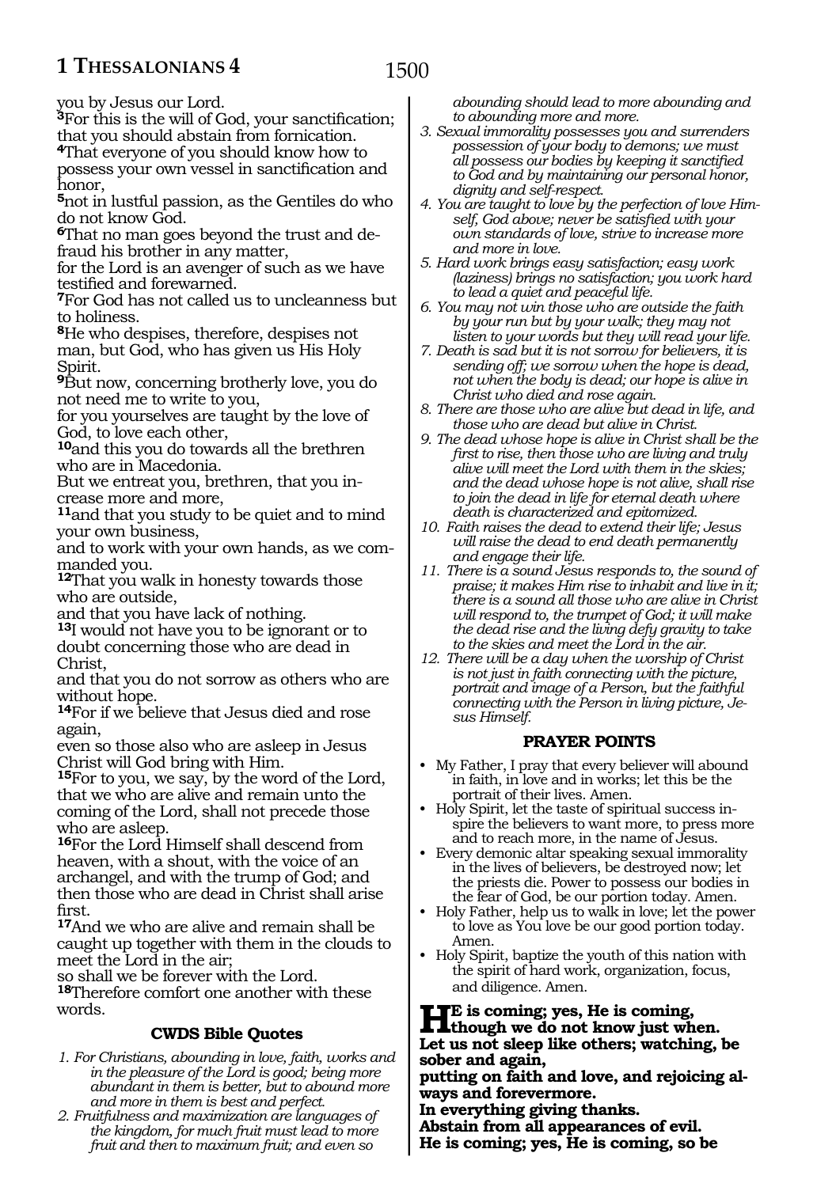you by Jesus our Lord.

**3**For this is the will of God, your sanctification; that you should abstain from fornication.

**4**That everyone of you should know how to possess your own vessel in sanctification and honor,

**5**not in lustful passion, as the Gentiles do who do not know God.

**6**That no man goes beyond the trust and defraud his brother in any matter,
for the Lord is an avenger of such as we have testified and forewarned.

**7**For God has not called us to uncleanness but to holiness.

**8**He who despises, therefore, despises not man, but God, who has given us His Holy Spirit.

**9**But now, concerning brotherly love, you do not need me to write to you,
for you yourselves are taught by the love of God, to love each other,

**10**and this you do towards all the brethren who are in Macedonia.
But we entreat you, brethren, that you increase more and more,

**11**and that you study to be quiet and to mind your own business,
and to work with your own hands, as we commanded you.

**12**That you walk in honesty towards those who are outside,
and that you have lack of nothing.

**13**I would not have you to be ignorant or to doubt concerning those who are dead in Christ,
and that you do not sorrow as others who are without hope.

**14**For if we believe that Jesus died and rose again,
even so those also who are asleep in Jesus Christ will God bring with Him.

**15**For to you, we say, by the word of the Lord, that we who are alive and remain unto the coming of the Lord, shall not precede those who are asleep.

**16**For the Lord Himself shall descend from heaven, with a shout, with the voice of an archangel, and with the trump of God; and then those who are dead in Christ shall arise first.

**17**And we who are alive and remain shall be caught up together with them in the clouds to meet the Lord in the air;
so shall we be forever with the Lord.

**18**Therefore comfort one another with these words.

### CWDS Bible Quotes

1. *For Christians, abounding in love, faith, works and in the pleasure of the Lord is good; being more abundant in them is better, but to abound more and more in them is best and perfect.*
2. *Fruitfulness and maximization are languages of the kingdom, for much fruit must lead to more fruit and then to maximum fruit; and even so abounding should lead to more abounding and to abounding more and more.*
3. *Sexual immorality possesses you and surrenders possession of your body to demons; we must all possess our bodies by keeping it sanctified to God and by maintaining our personal honor, dignity and self-respect.*
4. *You are taught to love by the perfection of love Himself, God above; never be satisfied with your own standards of love, strive to increase more and more in love.*
5. *Hard work brings easy satisfaction; easy work (laziness) brings no satisfaction; you work hard to lead a quiet and peaceful life.*
6. *You may not win those who are outside the faith by your run but by your walk; they may not listen to your words but they will read your life.*
7. *Death is sad but it is not sorrow for believers, it is sending off; we sorrow when the hope is dead, not when the body is dead; our hope is alive in Christ who died and rose again.*
8. *There are those who are alive but dead in life, and those who are dead but alive in Christ.*
9. *The dead whose hope is alive in Christ shall be the first to rise, then those who are living and truly alive will meet the Lord with them in the skies; and the dead whose hope is not alive, shall rise to join the dead in life for eternal death where death is characterized and epitomized.*
10. *Faith raises the dead to extend their life; Jesus will raise the dead to end death permanently and engage their life.*
11. *There is a sound Jesus responds to, the sound of praise; it makes Him rise to inhabit and live in it; there is a sound all those who are alive in Christ will respond to, the trumpet of God; it will make the dead rise and the living defy gravity to take to the skies and meet the Lord in the air.*
12. *There will be a day when the worship of Christ is not just in faith connecting with the picture, portrait and image of a Person, but the faithful connecting with the Person in living picture, Jesus Himself.*

### PRAYER POINTS

- My Father, I pray that every believer will abound in faith, in love and in works; let this be the portrait of their lives. Amen.
- Holy Spirit, let the taste of spiritual success inspire the believers to want more, to press more and to reach more, in the name of Jesus.
- Every demonic altar speaking sexual immorality in the lives of believers, be destroyed now; let the priests die. Power to possess our bodies in the fear of God, be our portion today. Amen.
- Holy Father, help us to walk in love; let the power to love as You love be our good portion today. Amen.
- Holy Spirit, baptize the youth of this nation with the spirit of hard work, organization, focus, and diligence. Amen.

**He is coming; yes, He is coming, though we do not know just when.**
**Let us not sleep like others; watching, be sober and again,**
**putting on faith and love, and rejoicing always and forevermore.**
**In everything giving thanks.**
**Abstain from all appearances of evil.**
**He is coming; yes, He is coming, so be**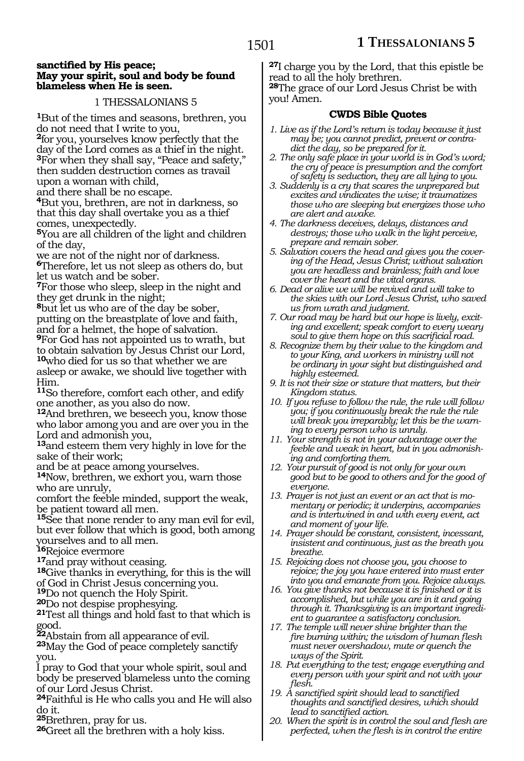**sanctified by His peace;**
**May your spirit, soul and body be found blameless when He is seen.**

## 1 THESSALONIANS 5

[1]But of the times and seasons, brethren, you do not need that I write to you,
[2]for you, yourselves know perfectly that the day of the Lord comes as a thief in the night.
[3]For when they shall say, "Peace and safety," then sudden destruction comes as travail upon a woman with child,
and there shall be no escape.
[4]But you, brethren, are not in darkness, so that this day shall overtake you as a thief comes, unexpectedly.
[5]You are all children of the light and children of the day,
we are not of the night nor of darkness.
[6]Therefore, let us not sleep as others do, but let us watch and be sober.
[7]For those who sleep, sleep in the night and they get drunk in the night;
[8]but let us who are of the day be sober, putting on the breastplate of love and faith, and for a helmet, the hope of salvation.
[9]For God has not appointed us to wrath, but to obtain salvation by Jesus Christ our Lord,
[10]who died for us so that whether we are asleep or awake, we should live together with Him.
[11]So therefore, comfort each other, and edify one another, as you also do now.
[12]And brethren, we beseech you, know those who labor among you and are over you in the Lord and admonish you,
[13]and esteem them very highly in love for the sake of their work;
and be at peace among yourselves.
[14]Now, brethren, we exhort you, warn those who are unruly,
comfort the feeble minded, support the weak, be patient toward all men.
[15]See that none render to any man evil for evil, but ever follow that which is good, both among yourselves and to all men.
[16]Rejoice evermore
[17]and pray without ceasing.
[18]Give thanks in everything, for this is the will of God in Christ Jesus concerning you.
[19]Do not quench the Holy Spirit.
[20]Do not despise prophesying.
[21]Test all things and hold fast to that which is good.
[22]Abstain from all appearance of evil.
[23]May the God of peace completely sanctify you.
I pray to God that your whole spirit, soul and body be preserved blameless unto the coming of our Lord Jesus Christ.
[24]Faithful is He who calls you and He will also do it.
[25]Brethren, pray for us.
[26]Greet all the brethren with a holy kiss.
[27]I charge you by the Lord, that this epistle be read to all the holy brethren.
[28]The grace of our Lord Jesus Christ be with you! Amen.

### CWDS Bible Quotes

1. *Live as if the Lord's return is today because it just may be; you cannot predict, prevent or contradict the day, so be prepared for it.*
2. *The only safe place in your world is in God's word; the cry of peace is presumption and the comfort of safety is seduction, they are all lying to you.*
3. *Suddenly is a cry that scares the unprepared but excites and vindicates the wise; it traumatizes those who are sleeping but energizes those who are alert and awake.*
4. *The darkness deceives, delays, distances and destroys; those who walk in the light perceive, prepare and remain sober.*
5. *Salvation covers the head and gives you the covering of the Head, Jesus Christ; without salvation you are headless and brainless; faith and love cover the heart and the vital organs.*
6. *Dead or alive we will be revived and will take to the skies with our Lord Jesus Christ, who saved us from wrath and judgment.*
7. *Our road may be hard but our hope is lively, exciting and excellent; speak comfort to every weary soul to give them hope on this sacrificial road.*
8. *Recognize them by their value to the kingdom and to your King, and workers in ministry will not be ordinary in your sight but distinguished and highly esteemed.*
9. *It is not their size or stature that matters, but their Kingdom status.*
10. *If you refuse to follow the rule, the rule will follow you; if you continuously break the rule the rule will break you irreparably; let this be the warning to every person who is unruly.*
11. *Your strength is not in your advantage over the feeble and weak in heart, but in you admonishing and comforting them.*
12. *Your pursuit of good is not only for your own good but to be good to others and for the good of everyone.*
13. *Prayer is not just an event or an act that is momentary or periodic; it underpins, accompanies and is intertwined in and with every event, act and moment of your life.*
14. *Prayer should be constant, consistent, incessant, insistent and continuous, just as the breath you breathe.*
15. *Rejoicing does not choose you, you choose to rejoice; the joy you have entered into must enter into you and emanate from you. Rejoice always.*
16. *You give thanks not because it is finished or it is accomplished, but while you are in it and going through it. Thanksgiving is an important ingredient to guarantee a satisfactory conclusion.*
17. *The temple will never shine brighter than the fire burning within; the wisdom of human flesh must never overshadow, mute or quench the ways of the Spirit.*
18. *Put everything to the test; engage everything and every person with your spirit and not with your flesh.*
19. *A sanctified spirit should lead to sanctified thoughts and sanctified desires, which should lead to sanctified action.*
20. *When the spirit is in control the soul and flesh are perfected, when the flesh is in control the entire*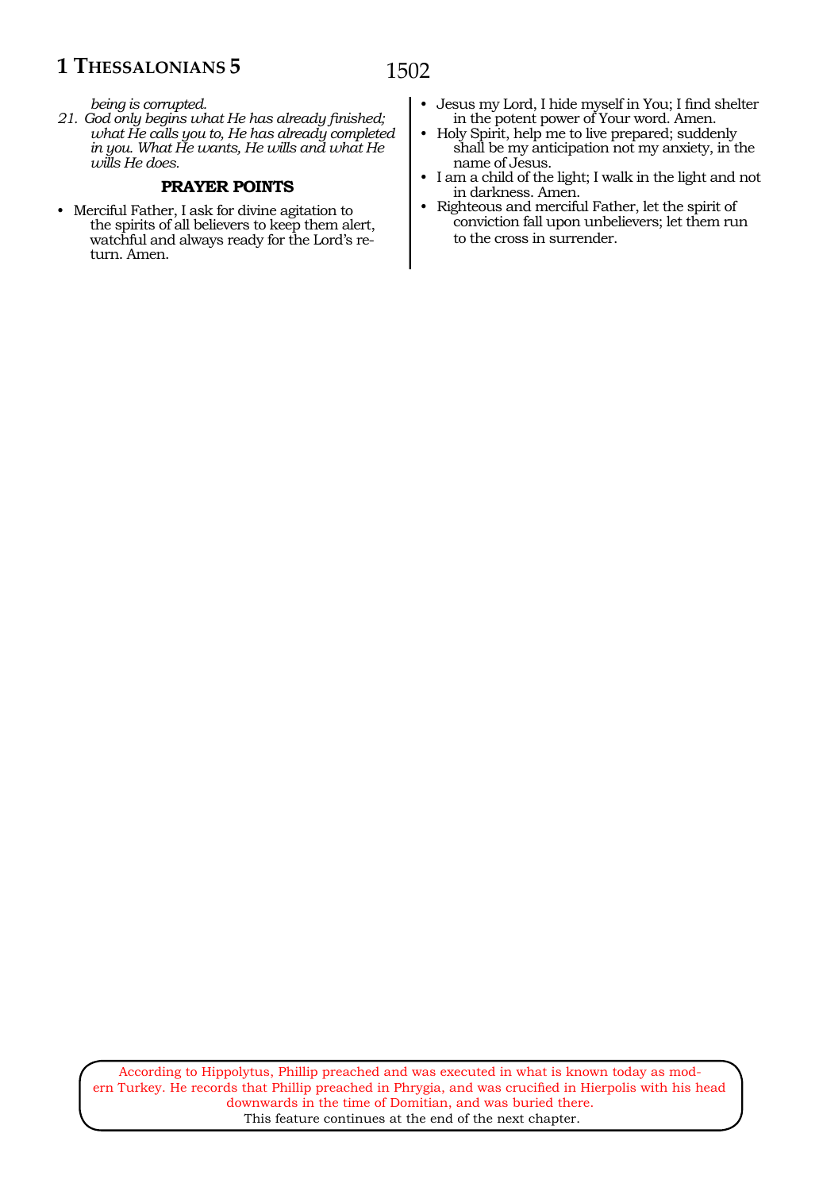*being is corrupted.*

21. *God only begins what He has already finished; what He calls you to, He has already completed in you. What He wants, He wills and what He wills He does.*

### PRAYER POINTS

- Merciful Father, I ask for divine agitation to the spirits of all believers to keep them alert, watchful and always ready for the Lord's return. Amen.
- Jesus my Lord, I hide myself in You; I find shelter in the potent power of Your word. Amen.
- Holy Spirit, help me to live prepared; suddenly shall be my anticipation not my anxiety, in the name of Jesus.
- I am a child of the light; I walk in the light and not in darkness. Amen.
- Righteous and merciful Father, let the spirit of conviction fall upon unbelievers; let them run to the cross in surrender.

According to Hippolytus, Phillip preached and was executed in what is known today as modern Turkey. He records that Phillip preached in Phrygia, and was crucified in Hierpolis with his head downwards in the time of Domitian, and was buried there.

This feature continues at the end of the next chapter.